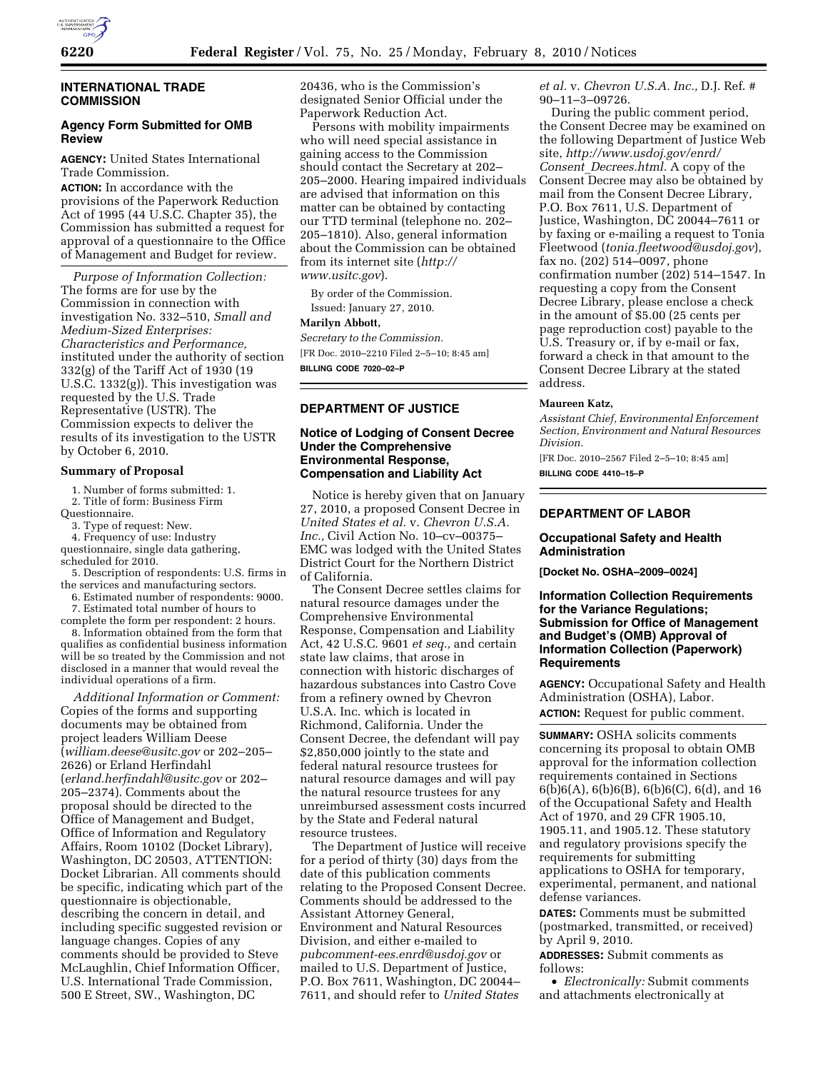## INTERNATIONAL TRADE COMMISSION

### Agency Form Submitted for OMB Review

**AGENCY:** United States International Trade Commission.

**ACTION:** In accordance with the provisions of the Paperwork Reduction Act of 1995 (44 U.S.C. Chapter 35), the Commission has submitted a request for approval of a questionnaire to the Office of Management and Budget for review.

*Purpose of Information Collection:* The forms are for use by the Commission in connection with investigation No. 332–510, *Small and Medium-Sized Enterprises: Characteristics and Performance,* instituted under the authority of section 332(g) of the Tariff Act of 1930 (19 U.S.C. 1332(g)). This investigation was requested by the U.S. Trade Representative (USTR). The Commission expects to deliver the results of its investigation to the USTR by October 6, 2010.

#### Summary of Proposal

1. Number of forms submitted: 1.
2. Title of form: Business Firm Questionnaire.
3. Type of request: New.
4. Frequency of use: Industry questionnaire, single data gathering, scheduled for 2010.
5. Description of respondents: U.S. firms in the services and manufacturing sectors.
6. Estimated number of respondents: 9000.
7. Estimated total number of hours to complete the form per respondent: 2 hours.
8. Information obtained from the form that qualifies as confidential business information will be so treated by the Commission and not disclosed in a manner that would reveal the individual operations of a firm.

*Additional Information or Comment:* Copies of the forms and supporting documents may be obtained from project leaders William Deese (*william.deese@usitc.gov* or 202–205–2626) or Erland Herfindahl (*erland.herfindahl@usitc.gov* or 202–205–2374). Comments about the proposal should be directed to the Office of Management and Budget, Office of Information and Regulatory Affairs, Room 10102 (Docket Library), Washington, DC 20503, ATTENTION: Docket Librarian. All comments should be specific, indicating which part of the questionnaire is objectionable, describing the concern in detail, and including specific suggested revision or language changes. Copies of any comments should be provided to Steve McLaughlin, Chief Information Officer, U.S. International Trade Commission, 500 E Street, SW., Washington, DC 20436, who is the Commission's designated Senior Official under the Paperwork Reduction Act.

Persons with mobility impairments who will need special assistance in gaining access to the Commission should contact the Secretary at 202–205–2000. Hearing impaired individuals are advised that information on this matter can be obtained by contacting our TTD terminal (telephone no. 202–205–1810). Also, general information about the Commission can be obtained from its internet site (*http://www.usitc.gov*).

By order of the Commission.

Issued: January 27, 2010.

**Marilyn Abbott,**

*Secretary to the Commission.*

[FR Doc. 2010–2210 Filed 2–5–10; 8:45 am]

**BILLING CODE 7020–02–P**

## DEPARTMENT OF JUSTICE

### Notice of Lodging of Consent Decree Under the Comprehensive Environmental Response, Compensation and Liability Act

Notice is hereby given that on January 27, 2010, a proposed Consent Decree in *United States et al.* v. *Chevron U.S.A. Inc.,* Civil Action No. 10–cv–00375–EMC was lodged with the United States District Court for the Northern District of California.

The Consent Decree settles claims for natural resource damages under the Comprehensive Environmental Response, Compensation and Liability Act, 42 U.S.C. 9601 *et seq.,* and certain state law claims, that arose in connection with historic discharges of hazardous substances into Castro Cove from a refinery owned by Chevron U.S.A. Inc. which is located in Richmond, California. Under the Consent Decree, the defendant will pay $2,850,000 jointly to the state and federal natural resource trustees for natural resource damages and will pay the natural resource trustees for any unreimbursed assessment costs incurred by the State and Federal natural resource trustees.

The Department of Justice will receive for a period of thirty (30) days from the date of this publication comments relating to the Proposed Consent Decree. Comments should be addressed to the Assistant Attorney General, Environment and Natural Resources Division, and either e-mailed to *pubcomment-ees.enrd@usdoj.gov* or mailed to U.S. Department of Justice, P.O. Box 7611, Washington, DC 20044–7611, and should refer to *United States et al.* v. *Chevron U.S.A. Inc.,* D.J. Ref. # 90–11–3–09726.

During the public comment period, the Consent Decree may be examined on the following Department of Justice Web site, *http://www.usdoj.gov/enrd/Consent_Decrees.html.* A copy of the Consent Decree may also be obtained by mail from the Consent Decree Library, P.O. Box 7611, U.S. Department of Justice, Washington, DC 20044–7611 or by faxing or e-mailing a request to Tonia Fleetwood (*tonia.fleetwood@usdoj.gov*), fax no. (202) 514–0097, phone confirmation number (202) 514–1547. In requesting a copy from the Consent Decree Library, please enclose a check in the amount of $5.00 (25 cents per page reproduction cost) payable to the U.S. Treasury or, if by e-mail or fax, forward a check in that amount to the Consent Decree Library at the stated address.

**Maureen Katz,**

*Assistant Chief, Environmental Enforcement Section, Environment and Natural Resources Division.*

[FR Doc. 2010–2567 Filed 2–5–10; 8:45 am]

**BILLING CODE 4410–15–P**

## DEPARTMENT OF LABOR

### Occupational Safety and Health Administration

**[Docket No. OSHA–2009–0024]**

### Information Collection Requirements for the Variance Regulations; Submission for Office of Management and Budget's (OMB) Approval of Information Collection (Paperwork) Requirements

**AGENCY:** Occupational Safety and Health Administration (OSHA), Labor.

**ACTION:** Request for public comment.

**SUMMARY:** OSHA solicits comments concerning its proposal to obtain OMB approval for the information collection requirements contained in Sections 6(b)6(A), 6(b)6(B), 6(b)6(C), 6(d), and 16 of the Occupational Safety and Health Act of 1970, and 29 CFR 1905.10, 1905.11, and 1905.12. These statutory and regulatory provisions specify the requirements for submitting applications to OSHA for temporary, experimental, permanent, and national defense variances.

**DATES:** Comments must be submitted (postmarked, transmitted, or received) by April 9, 2010.

**ADDRESSES:** Submit comments as follows:

- *Electronically:* Submit comments and attachments electronically at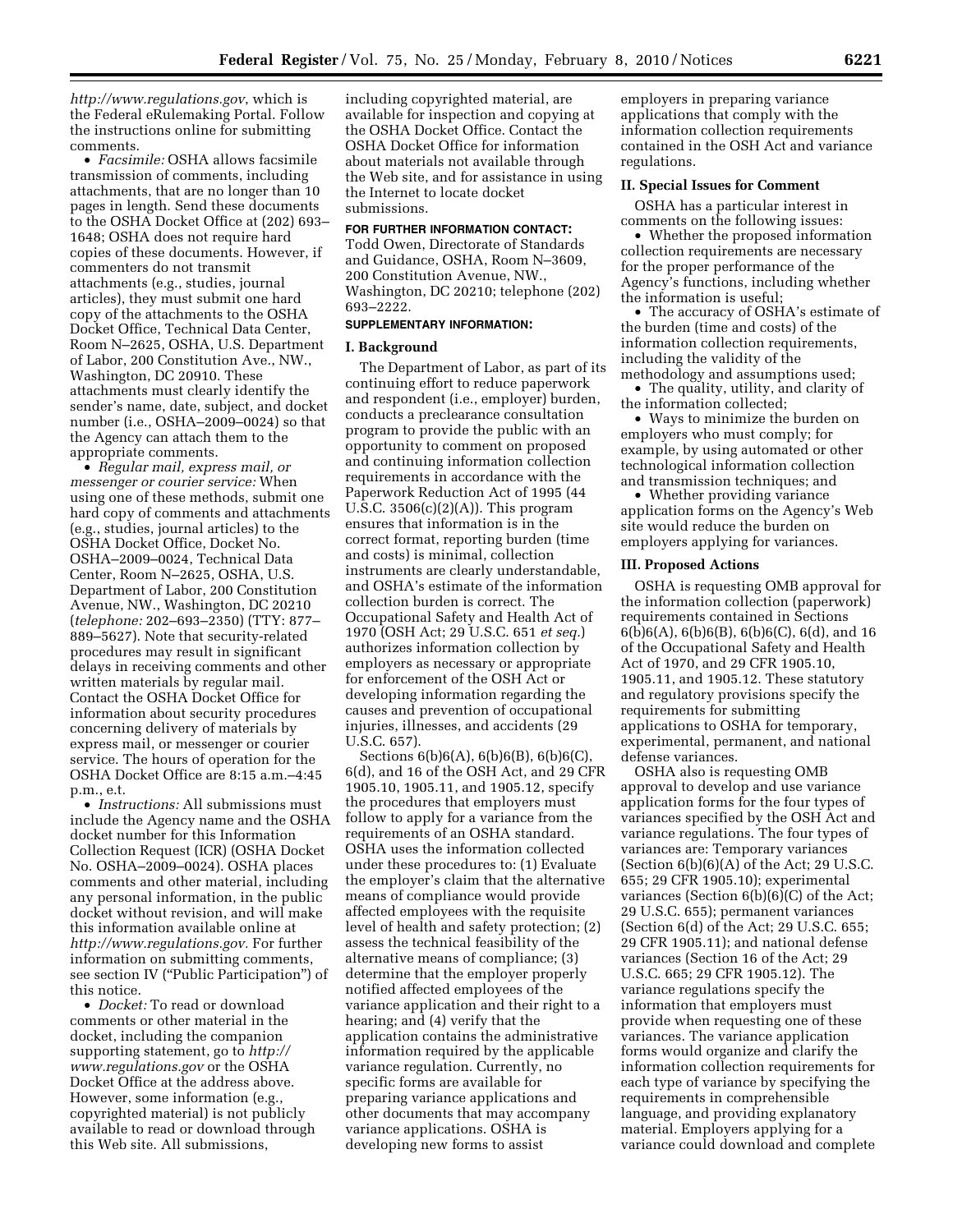*http://www.regulations.gov*, which is the Federal eRulemaking Portal. Follow the instructions online for submitting comments.

- *Facsimile:* OSHA allows facsimile transmission of comments, including attachments, that are no longer than 10 pages in length. Send these documents to the OSHA Docket Office at (202) 693–1648; OSHA does not require hard copies of these documents. However, if commenters do not transmit attachments (e.g., studies, journal articles), they must submit one hard copy of the attachments to the OSHA Docket Office, Technical Data Center, Room N–2625, OSHA, U.S. Department of Labor, 200 Constitution Ave., NW., Washington, DC 20910. These attachments must clearly identify the sender's name, date, subject, and docket number (i.e., OSHA–2009–0024) so that the Agency can attach them to the appropriate comments.
- *Regular mail, express mail, or messenger or courier service:* When using one of these methods, submit one hard copy of comments and attachments (e.g., studies, journal articles) to the OSHA Docket Office, Docket No. OSHA–2009–0024, Technical Data Center, Room N–2625, OSHA, U.S. Department of Labor, 200 Constitution Avenue, NW., Washington, DC 20210 (*telephone:* 202–693–2350) (TTY: 877–889–5627). Note that security-related procedures may result in significant delays in receiving comments and other written materials by regular mail. Contact the OSHA Docket Office for information about security procedures concerning delivery of materials by express mail, or messenger or courier service. The hours of operation for the OSHA Docket Office are 8:15 a.m.–4:45 p.m., e.t.
- *Instructions:* All submissions must include the Agency name and the OSHA docket number for this Information Collection Request (ICR) (OSHA Docket No. OSHA–2009–0024). OSHA places comments and other material, including any personal information, in the public docket without revision, and will make this information available online at *http://www.regulations.gov.* For further information on submitting comments, see section IV ("Public Participation") of this notice.
- *Docket:* To read or download comments or other material in the docket, including the companion supporting statement, go to *http://www.regulations.gov* or the OSHA Docket Office at the address above. However, some information (e.g., copyrighted material) is not publicly available to read or download through this Web site. All submissions, including copyrighted material, are available for inspection and copying at the OSHA Docket Office. Contact the OSHA Docket Office for information about materials not available through the Web site, and for assistance in using the Internet to locate docket submissions.

**FOR FURTHER INFORMATION CONTACT:** Todd Owen, Directorate of Standards and Guidance, OSHA, Room N–3609, 200 Constitution Avenue, NW., Washington, DC 20210; telephone (202) 693–2222.

**SUPPLEMENTARY INFORMATION:**

## I. Background

The Department of Labor, as part of its continuing effort to reduce paperwork and respondent (i.e., employer) burden, conducts a preclearance consultation program to provide the public with an opportunity to comment on proposed and continuing information collection requirements in accordance with the Paperwork Reduction Act of 1995 (44 U.S.C. 3506(c)(2)(A)). This program ensures that information is in the correct format, reporting burden (time and costs) is minimal, collection instruments are clearly understandable, and OSHA's estimate of the information collection burden is correct. The Occupational Safety and Health Act of 1970 (OSH Act; 29 U.S.C. 651 *et seq.*) authorizes information collection by employers as necessary or appropriate for enforcement of the OSH Act or developing information regarding the causes and prevention of occupational injuries, illnesses, and accidents (29 U.S.C. 657).

Sections 6(b)6(A), 6(b)6(B), 6(b)6(C), 6(d), and 16 of the OSH Act, and 29 CFR 1905.10, 1905.11, and 1905.12, specify the procedures that employers must follow to apply for a variance from the requirements of an OSHA standard. OSHA uses the information collected under these procedures to: (1) Evaluate the employer's claim that the alternative means of compliance would provide affected employees with the requisite level of health and safety protection; (2) assess the technical feasibility of the alternative means of compliance; (3) determine that the employer properly notified affected employees of the variance application and their right to a hearing; and (4) verify that the application contains the administrative information required by the applicable variance regulation. Currently, no specific forms are available for preparing variance applications and other documents that may accompany variance applications. OSHA is developing new forms to assist employers in preparing variance applications that comply with the information collection requirements contained in the OSH Act and variance regulations.

## II. Special Issues for Comment

OSHA has a particular interest in comments on the following issues:

- Whether the proposed information collection requirements are necessary for the proper performance of the Agency's functions, including whether the information is useful;
- The accuracy of OSHA's estimate of the burden (time and costs) of the information collection requirements, including the validity of the methodology and assumptions used;
- The quality, utility, and clarity of the information collected;
- Ways to minimize the burden on employers who must comply; for example, by using automated or other technological information collection and transmission techniques; and
- Whether providing variance application forms on the Agency's Web site would reduce the burden on employers applying for variances.

## III. Proposed Actions

OSHA is requesting OMB approval for the information collection (paperwork) requirements contained in Sections 6(b)6(A), 6(b)6(B), 6(b)6(C), 6(d), and 16 of the Occupational Safety and Health Act of 1970, and 29 CFR 1905.10, 1905.11, and 1905.12. These statutory and regulatory provisions specify the requirements for submitting applications to OSHA for temporary, experimental, permanent, and national defense variances.

OSHA also is requesting OMB approval to develop and use variance application forms for the four types of variances specified by the OSH Act and variance regulations. The four types of variances are: Temporary variances (Section 6(b)(6)(A) of the Act; 29 U.S.C. 655; 29 CFR 1905.10); experimental variances (Section 6(b)(6)(C) of the Act; 29 U.S.C. 655); permanent variances (Section 6(d) of the Act; 29 U.S.C. 655; 29 CFR 1905.11); and national defense variances (Section 16 of the Act; 29 U.S.C. 665; 29 CFR 1905.12). The variance regulations specify the information that employers must provide when requesting one of these variances. The variance application forms would organize and clarify the information collection requirements for each type of variance by specifying the requirements in comprehensible language, and providing explanatory material. Employers applying for a variance could download and complete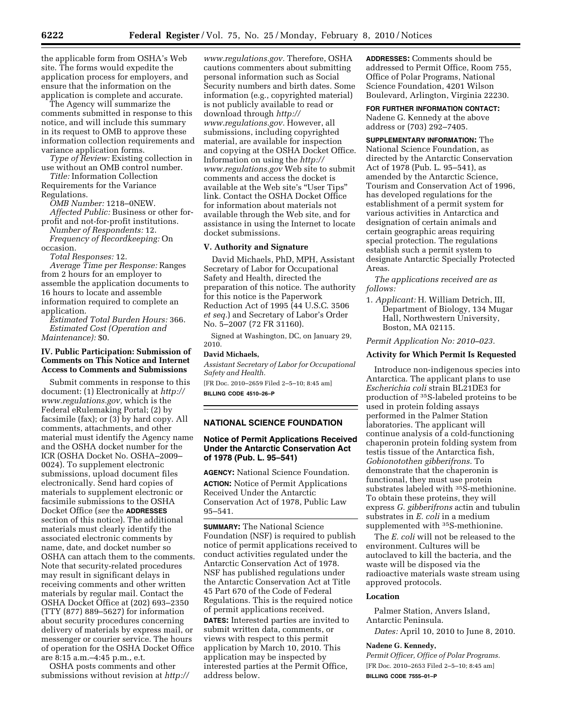the applicable form from OSHA's Web site. The forms would expedite the application process for employers, and ensure that the information on the application is complete and accurate.

The Agency will summarize the comments submitted in response to this notice, and will include this summary in its request to OMB to approve these information collection requirements and variance application forms.

*Type of Review:* Existing collection in use without an OMB control number.

*Title:* Information Collection Requirements for the Variance Regulations.

*OMB Number:* 1218–0NEW.

*Affected Public:* Business or other for-profit and not-for-profit institutions.

*Number of Respondents:* 12.

*Frequency of Recordkeeping:* On occasion.

*Total Responses:* 12.

*Average Time per Response:* Ranges from 2 hours for an employer to assemble the application documents to 16 hours to locate and assemble information required to complete an application.

*Estimated Total Burden Hours:* 366.

*Estimated Cost (Operation and Maintenance):* $0.

### IV. Public Participation: Submission of Comments on This Notice and Internet Access to Comments and Submissions

Submit comments in response to this document: (1) Electronically at *http://www.regulations.gov,* which is the Federal eRulemaking Portal; (2) by facsimile (fax); or (3) by hard copy. All comments, attachments, and other material must identify the Agency name and the OSHA docket number for the ICR (OSHA Docket No. OSHA–2009–0024). To supplement electronic submissions, upload document files electronically. Send hard copies of materials to supplement electronic or facsimile submissions to the OSHA Docket Office (*see* the **ADDRESSES** section of this notice). The additional materials must clearly identify the associated electronic comments by name, date, and docket number so OSHA can attach them to the comments. Note that security-related procedures may result in significant delays in receiving comments and other written materials by regular mail. Contact the OSHA Docket Office at (202) 693–2350 (TTY (877) 889–5627) for information about security procedures concerning delivery of materials by express mail, or messenger or courier service. The hours of operation for the OSHA Docket Office are 8:15 a.m.–4:45 p.m., e.t.

OSHA posts comments and other submissions without revision at *http://www.regulations.gov.* Therefore, OSHA cautions commenters about submitting personal information such as Social Security numbers and birth dates. Some information (e.g., copyrighted material) is not publicly available to read or download through *http://www.regulations.gov.* However, all submissions, including copyrighted material, are available for inspection and copying at the OSHA Docket Office. Information on using the *http://www.regulations.gov* Web site to submit comments and access the docket is available at the Web site's "User Tips" link. Contact the OSHA Docket Office for information about materials not available through the Web site, and for assistance in using the Internet to locate docket submissions.

### V. Authority and Signature

David Michaels, PhD, MPH, Assistant Secretary of Labor for Occupational Safety and Health, directed the preparation of this notice. The authority for this notice is the Paperwork Reduction Act of 1995 (44 U.S.C. 3506 *et seq.*) and Secretary of Labor's Order No. 5–2007 (72 FR 31160).

Signed at Washington, DC, on January 29, 2010.

**David Michaels,**

*Assistant Secretary of Labor for Occupational Safety and Health.*

[FR Doc. 2010–2659 Filed 2–5–10; 8:45 am]

**BILLING CODE 4510–26–P**

## NATIONAL SCIENCE FOUNDATION

### Notice of Permit Applications Received Under the Antarctic Conservation Act of 1978 (Pub. L. 95–541)

**AGENCY:** National Science Foundation.

**ACTION:** Notice of Permit Applications Received Under the Antarctic Conservation Act of 1978, Public Law 95–541.

**SUMMARY:** The National Science Foundation (NSF) is required to publish notice of permit applications received to conduct activities regulated under the Antarctic Conservation Act of 1978. NSF has published regulations under the Antarctic Conservation Act at Title 45 Part 670 of the Code of Federal Regulations. This is the required notice of permit applications received.

**DATES:** Interested parties are invited to submit written data, comments, or views with respect to this permit application by March 10, 2010. This application may be inspected by interested parties at the Permit Office, address below.

**ADDRESSES:** Comments should be addressed to Permit Office, Room 755, Office of Polar Programs, National Science Foundation, 4201 Wilson Boulevard, Arlington, Virginia 22230.

**FOR FURTHER INFORMATION CONTACT:** Nadene G. Kennedy at the above address or (703) 292–7405.

**SUPPLEMENTARY INFORMATION:** The National Science Foundation, as directed by the Antarctic Conservation Act of 1978 (Pub. L. 95–541), as amended by the Antarctic Science, Tourism and Conservation Act of 1996, has developed regulations for the establishment of a permit system for various activities in Antarctica and designation of certain animals and certain geographic areas requiring special protection. The regulations establish such a permit system to designate Antarctic Specially Protected Areas.

*The applications received are as follows:*

1. *Applicant:* H. William Detrich, III, Department of Biology, 134 Mugar Hall, Northwestern University, Boston, MA 02115.

*Permit Application No: 2010–023.*

#### Activity for Which Permit Is Requested

Introduce non-indigenous species into Antarctica. The applicant plans to use *Escherichia coli* strain BL21DE3 for production of $^{35}$S-labeled proteins to be used in protein folding assays performed in the Palmer Station laboratories. The applicant will continue analysis of a cold-functioning chaperonin protein folding system from testis tissue of the Antarctica fish, *Gobionotothen gibberifrons.* To demonstrate that the chaperonin is functional, they must use protein substrates labeled with $^{35}$S-methionine. To obtain these proteins, they will express *G. gibberifrons* actin and tubulin substrates in *E. coli* in a medium supplemented with $^{35}$S-methionine.

The *E. coli* will not be released to the environment. Cultures will be autoclaved to kill the bacteria, and the waste will be disposed via the radioactive materials waste stream using approved protocols.

#### Location

Palmer Station, Anvers Island, Antarctic Peninsula.

*Dates:* April 10, 2010 to June 8, 2010.

**Nadene G. Kennedy,**

*Permit Officer, Office of Polar Programs.*

[FR Doc. 2010–2653 Filed 2–5–10; 8:45 am]

**BILLING CODE 7555–01–P**